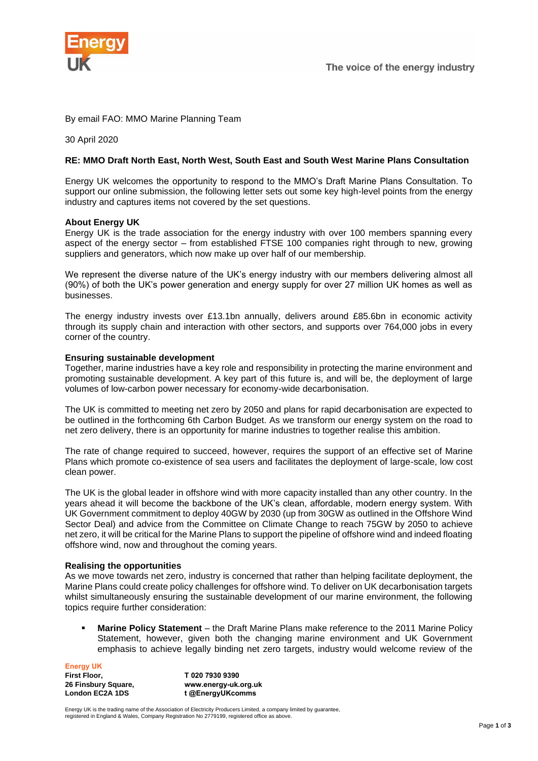By email FAO: MMO Marine Planning Team

30 April 2020

**RE: MMO Draft North East, North West, South East and South West Marine Plans Consultation**

Energy UK welcomes the opportunity to respond to the MMO's Draft Marine Plans Consultation. To support our online submission, the following letter sets out some key high-level points from the energy industry and captures items not covered by the set questions.

**About Energy UK**

Energy UK is the trade association for the energy industry with over 100 members spanning every aspect of the energy sector – from established FTSE 100 companies right through to new, growing suppliers and generators, which now make up over half of our membership.

We represent the diverse nature of the UK's energy industry with our members delivering almost all (90%) of both the UK's power generation and energy supply for over 27 million UK homes as well as businesses.

The energy industry invests over £13.1bn annually, delivers around £85.6bn in economic activity through its supply chain and interaction with other sectors, and supports over 764,000 jobs in every corner of the country.

**Ensuring sustainable development**

Together, marine industries have a key role and responsibility in protecting the marine environment and promoting sustainable development. A key part of this future is, and will be, the deployment of large volumes of low-carbon power necessary for economy-wide decarbonisation.

The UK is committed to meeting net zero by 2050 and plans for rapid decarbonisation are expected to be outlined in the forthcoming 6th Carbon Budget. As we transform our energy system on the road to net zero delivery, there is an opportunity for marine industries to together realise this ambition.

The rate of change required to succeed, however, requires the support of an effective set of Marine Plans which promote co-existence of sea users and facilitates the deployment of large-scale, low cost clean power.

The UK is the global leader in offshore wind with more capacity installed than any other country. In the years ahead it will become the backbone of the UK's clean, affordable, modern energy system. With UK Government commitment to deploy 40GW by 2030 (up from 30GW as outlined in the Offshore Wind Sector Deal) and advice from the Committee on Climate Change to reach 75GW by 2050 to achieve net zero, it will be critical for the Marine Plans to support the pipeline of offshore wind and indeed floating offshore wind, now and throughout the coming years.

**Realising the opportunities**

As we move towards net zero, industry is concerned that rather than helping facilitate deployment, the Marine Plans could create policy challenges for offshore wind. To deliver on UK decarbonisation targets whilst simultaneously ensuring the sustainable development of our marine environment, the following topics require further consideration:

- **Marine Policy Statement** – the Draft Marine Plans make reference to the 2011 Marine Policy Statement, however, given both the changing marine environment and UK Government emphasis to achieve legally binding net zero targets, industry would welcome review of the

**Energy UK**
First Floor,
26 Finsbury Square,
London EC2A 1DS

T 020 7930 9390
www.energy-uk.org.uk
t @EnergyUKcomms

Energy UK is the trading name of the Association of Electricity Producers Limited, a company limited by guarantee, registered in England & Wales, Company Registration No 2779199, registered office as above.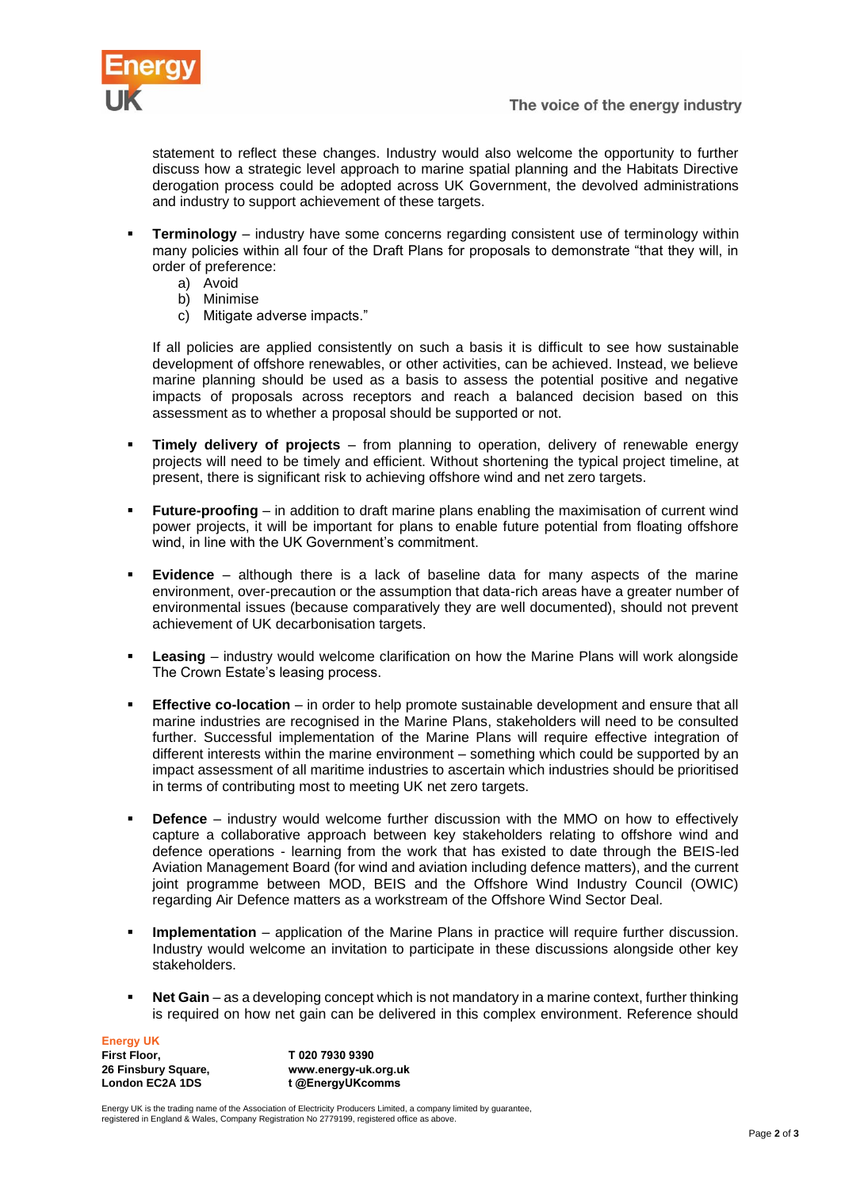statement to reflect these changes. Industry would also welcome the opportunity to further discuss how a strategic level approach to marine spatial planning and the Habitats Directive derogation process could be adopted across UK Government, the devolved administrations and industry to support achievement of these targets.

- **Terminology** – industry have some concerns regarding consistent use of terminology within many policies within all four of the Draft Plans for proposals to demonstrate "that they will, in order of preference:
  a) Avoid
  b) Minimise
  c) Mitigate adverse impacts."

  If all policies are applied consistently on such a basis it is difficult to see how sustainable development of offshore renewables, or other activities, can be achieved. Instead, we believe marine planning should be used as a basis to assess the potential positive and negative impacts of proposals across receptors and reach a balanced decision based on this assessment as to whether a proposal should be supported or not.

- **Timely delivery of projects** – from planning to operation, delivery of renewable energy projects will need to be timely and efficient. Without shortening the typical project timeline, at present, there is significant risk to achieving offshore wind and net zero targets.

- **Future-proofing** – in addition to draft marine plans enabling the maximisation of current wind power projects, it will be important for plans to enable future potential from floating offshore wind, in line with the UK Government's commitment.

- **Evidence** – although there is a lack of baseline data for many aspects of the marine environment, over-precaution or the assumption that data-rich areas have a greater number of environmental issues (because comparatively they are well documented), should not prevent achievement of UK decarbonisation targets.

- **Leasing** – industry would welcome clarification on how the Marine Plans will work alongside The Crown Estate's leasing process.

- **Effective co-location** – in order to help promote sustainable development and ensure that all marine industries are recognised in the Marine Plans, stakeholders will need to be consulted further. Successful implementation of the Marine Plans will require effective integration of different interests within the marine environment – something which could be supported by an impact assessment of all maritime industries to ascertain which industries should be prioritised in terms of contributing most to meeting UK net zero targets.

- **Defence** – industry would welcome further discussion with the MMO on how to effectively capture a collaborative approach between key stakeholders relating to offshore wind and defence operations - learning from the work that has existed to date through the BEIS-led Aviation Management Board (for wind and aviation including defence matters), and the current joint programme between MOD, BEIS and the Offshore Wind Industry Council (OWIC) regarding Air Defence matters as a workstream of the Offshore Wind Sector Deal.

- **Implementation** – application of the Marine Plans in practice will require further discussion. Industry would welcome an invitation to participate in these discussions alongside other key stakeholders.

- **Net Gain** – as a developing concept which is not mandatory in a marine context, further thinking is required on how net gain can be delivered in this complex environment. Reference should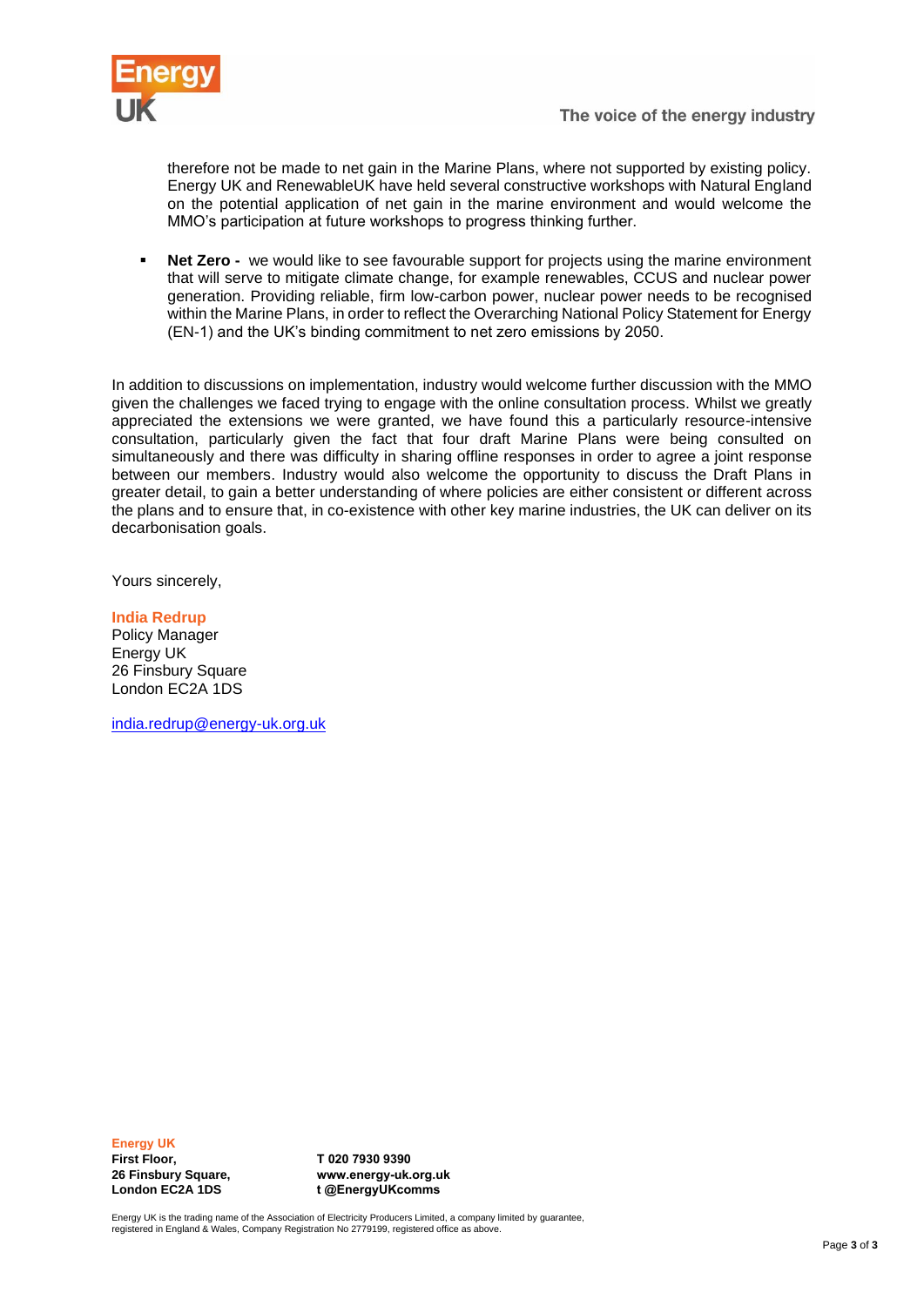therefore not be made to net gain in the Marine Plans, where not supported by existing policy. Energy UK and RenewableUK have held several constructive workshops with Natural England on the potential application of net gain in the marine environment and would welcome the MMO's participation at future workshops to progress thinking further.

- **Net Zero -** we would like to see favourable support for projects using the marine environment that will serve to mitigate climate change, for example renewables, CCUS and nuclear power generation. Providing reliable, firm low-carbon power, nuclear power needs to be recognised within the Marine Plans, in order to reflect the Overarching National Policy Statement for Energy (EN-1) and the UK's binding commitment to net zero emissions by 2050.

In addition to discussions on implementation, industry would welcome further discussion with the MMO given the challenges we faced trying to engage with the online consultation process. Whilst we greatly appreciated the extensions we were granted, we have found this a particularly resource-intensive consultation, particularly given the fact that four draft Marine Plans were being consulted on simultaneously and there was difficulty in sharing offline responses in order to agree a joint response between our members. Industry would also welcome the opportunity to discuss the Draft Plans in greater detail, to gain a better understanding of where policies are either consistent or different across the plans and to ensure that, in co-existence with other key marine industries, the UK can deliver on its decarbonisation goals.

Yours sincerely,

**India Redrup**
Policy Manager
Energy UK
26 Finsbury Square
London EC2A 1DS

india.redrup@energy-uk.org.uk

**Energy UK**
**First Floor,**
**26 Finsbury Square,**
**London EC2A 1DS**

**T 020 7930 9390**
**www.energy-uk.org.uk**
**t @EnergyUKcomms**

Energy UK is the trading name of the Association of Electricity Producers Limited, a company limited by guarantee, registered in England & Wales, Company Registration No 2779199, registered office as above.